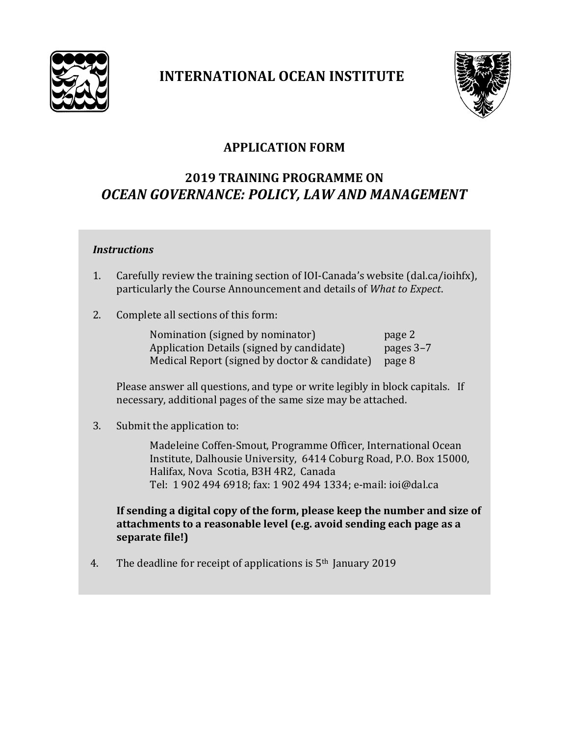# INTERNATIONAL OCEAN INSTITUTE

## APPLICATION FORM

## 2019 TRAINING PROGRAMME ON *OCEAN GOVERNANCE: POLICY, LAW AND MANAGEMENT*

***Instructions***

1. Carefully review the training section of IOI-Canada's website (dal.ca/ioihfx), particularly the Course Announcement and details of *What to Expect*.

2. Complete all sections of this form:

   | | |
   |---|---|
   | Nomination (signed by nominator) | page 2 |
   | Application Details (signed by candidate) | pages 3–7 |
   | Medical Report (signed by doctor & candidate) | page 8 |

   Please answer all questions, and type or write legibly in block capitals. If necessary, additional pages of the same size may be attached.

3. Submit the application to:

   Madeleine Coffen-Smout, Programme Officer, International Ocean Institute, Dalhousie University, 6414 Coburg Road, P.O. Box 15000, Halifax, Nova Scotia, B3H 4R2, Canada
   Tel: 1 902 494 6918; fax: 1 902 494 1334; e-mail: ioi@dal.ca

   **If sending a digital copy of the form, please keep the number and size of attachments to a reasonable level (e.g. avoid sending each page as a separate file!)**

4. The deadline for receipt of applications is 5th January 2019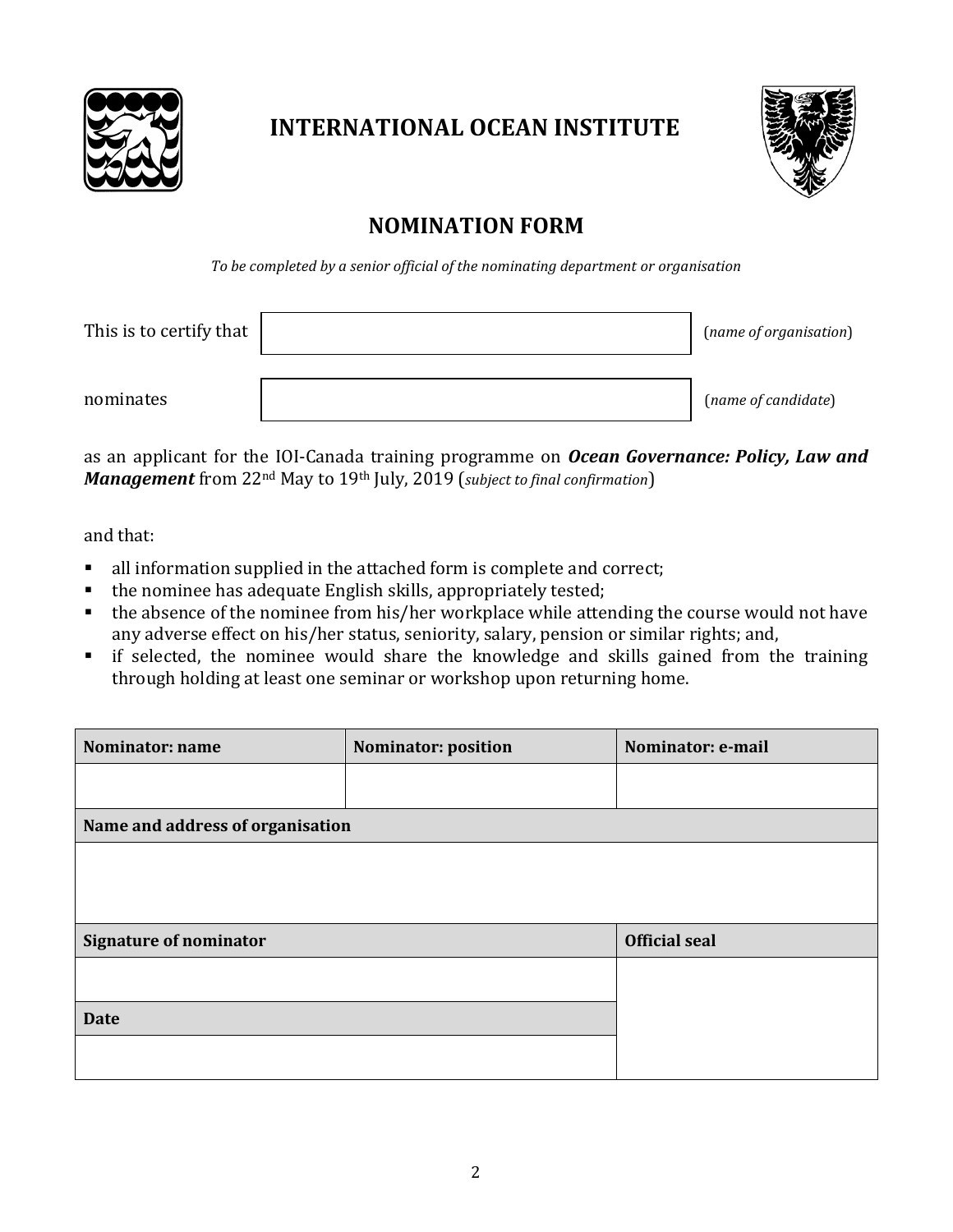# INTERNATIONAL OCEAN INSTITUTE

## NOMINATION FORM

*To be completed by a senior official of the nominating department or organisation*

This is to certify that ______________________ (*name of organisation*)

nominates ______________________ (*name of candidate*)

as an applicant for the IOI-Canada training programme on ***Ocean Governance: Policy, Law and Management*** from 22nd May to 19th July, 2019 (*subject to final confirmation*)

and that:

- all information supplied in the attached form is complete and correct;
- the nominee has adequate English skills, appropriately tested;
- the absence of the nominee from his/her workplace while attending the course would not have any adverse effect on his/her status, seniority, salary, pension or similar rights; and,
- if selected, the nominee would share the knowledge and skills gained from the training through holding at least one seminar or workshop upon returning home.

| **Nominator: name** | **Nominator: position** | **Nominator: e-mail** |
| --- | --- | --- |
| | | |
| **Name and address of organisation** | | |
| | | |
| **Signature of nominator** | | **Official seal** |
| | | |
| **Date** | | |
| | | |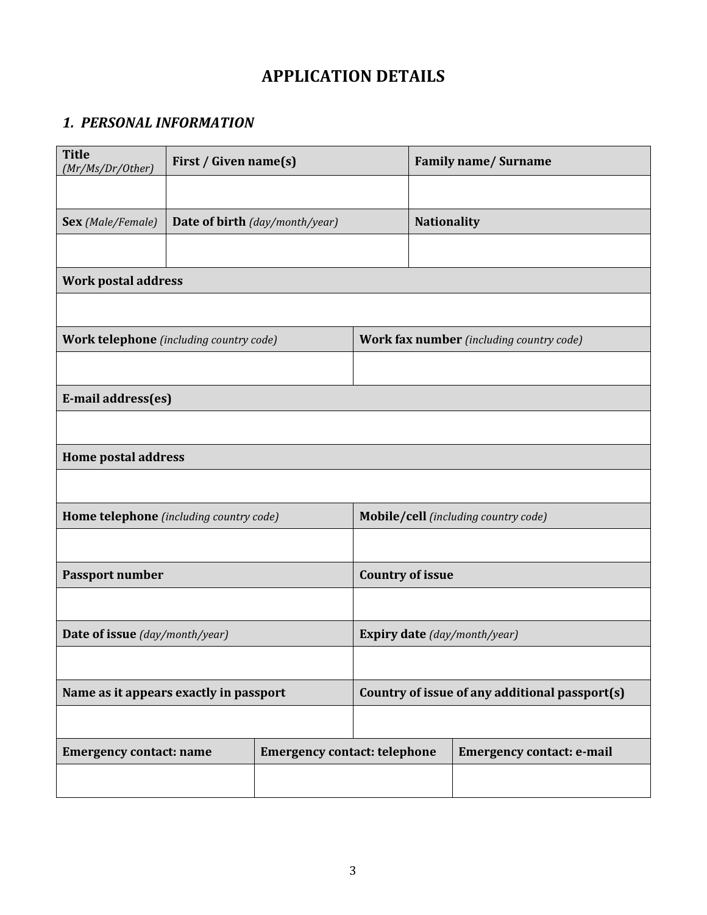# APPLICATION DETAILS

## *1. PERSONAL INFORMATION*

| **Title** *(Mr/Ms/Dr/Other)* | **First / Given name(s)** | **Family name/ Surname** |
|---|---|---|
| | | |
| **Sex** *(Male/Female)* | **Date of birth** *(day/month/year)* | **Nationality** |
| | | |

| **Work postal address** |
|---|
| |

| **Work telephone** *(including country code)* | **Work fax number** *(including country code)* |
|---|---|
| | |

| **E-mail address(es)** |
|---|
| |

| **Home postal address** |
|---|
| |

| **Home telephone** *(including country code)* | **Mobile/cell** *(including country code)* |
|---|---|
| | |
| **Passport number** | **Country of issue** |
| | |
| **Date of issue** *(day/month/year)* | **Expiry date** *(day/month/year)* |
| | |
| **Name as it appears exactly in passport** | **Country of issue of any additional passport(s)** |
| | |

| **Emergency contact: name** | **Emergency contact: telephone** | **Emergency contact: e-mail** |
|---|---|---|
| | | |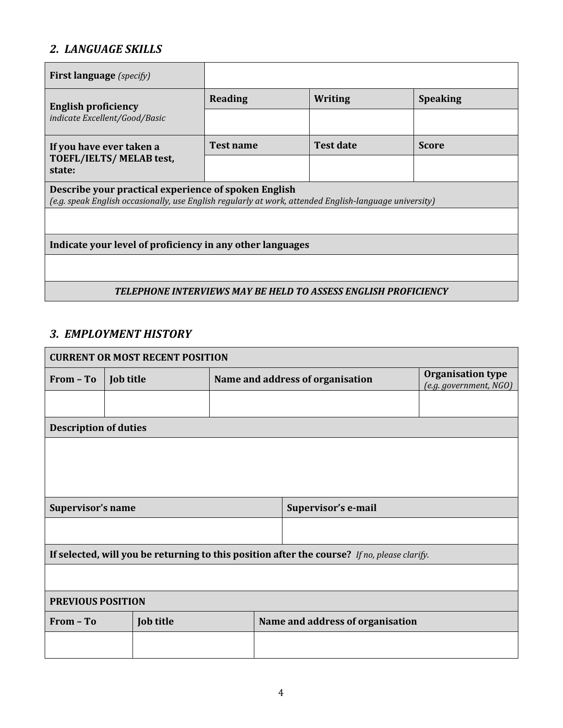## *2. LANGUAGE SKILLS*

| **First language** *(specify)* | | | |
|---|---|---|---|
| **English proficiency** *indicate Excellent/Good/Basic* | **Reading** | **Writing** | **Speaking** |
| | | | |
| **If you have ever taken a TOEFL/IELTS/ MELAB test, state:** | **Test name** | **Test date** | **Score** |
| | | | |
| **Describe your practical experience of spoken English** *(e.g. speak English occasionally, use English regularly at work, attended English-language university)* | | | |
| | | | |
| **Indicate your level of proficiency in any other languages** | | | |
| | | | |
| ***TELEPHONE INTERVIEWS MAY BE HELD TO ASSESS ENGLISH PROFICIENCY*** | | | |

## *3. EMPLOYMENT HISTORY*

| **CURRENT OR MOST RECENT POSITION** | | | |
|---|---|---|---|
| **From – To** | **Job title** | **Name and address of organisation** | **Organisation type** *(e.g. government, NGO)* |
| | | | |
| **Description of duties** | | | |
| | | | |
| **Supervisor's name** | | **Supervisor's e-mail** | |
| | | | |
| **If selected, will you be returning to this position after the course?** *If no, please clarify.* | | | |
| | | | |

| **PREVIOUS POSITION** | | |
|---|---|---|
| **From – To** | **Job title** | **Name and address of organisation** |
| | | |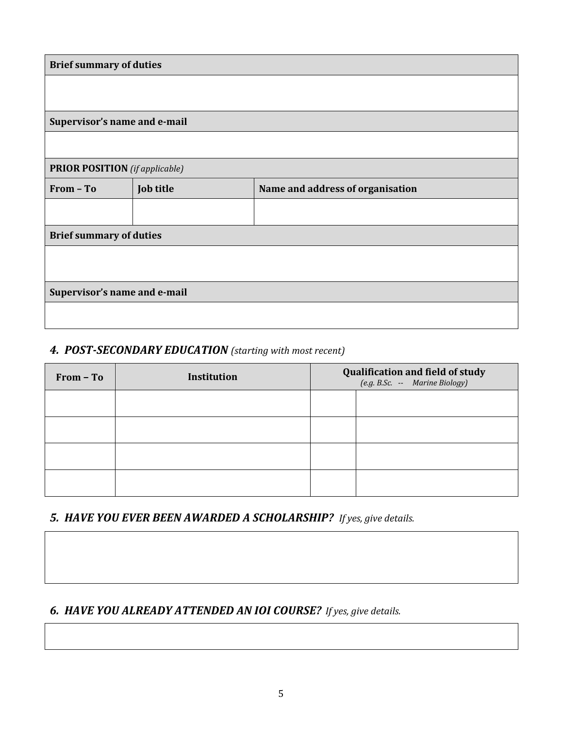| Brief summary of duties |
|---|
| |

| Supervisor's name and e-mail |
|---|
| |

| **PRIOR POSITION** *(if applicable)* | | |
|---|---|---|
| **From – To** | **Job title** | **Name and address of organisation** |
| | | |

| Brief summary of duties |
|---|
| |

| Supervisor's name and e-mail |
|---|
| |

### *4. POST-SECONDARY EDUCATION* *(starting with most recent)*

| From – To | Institution | Qualification and field of study *(e.g. B.Sc. -- Marine Biology)* | |
|---|---|---|---|
| | | | |
| | | | |
| | | | |
| | | | |

### *5. HAVE YOU EVER BEEN AWARDED A SCHOLARSHIP?* *If yes, give details.*

| |
|---|
| |

### *6. HAVE YOU ALREADY ATTENDED AN IOI COURSE?* *If yes, give details.*

| |
|---|
| |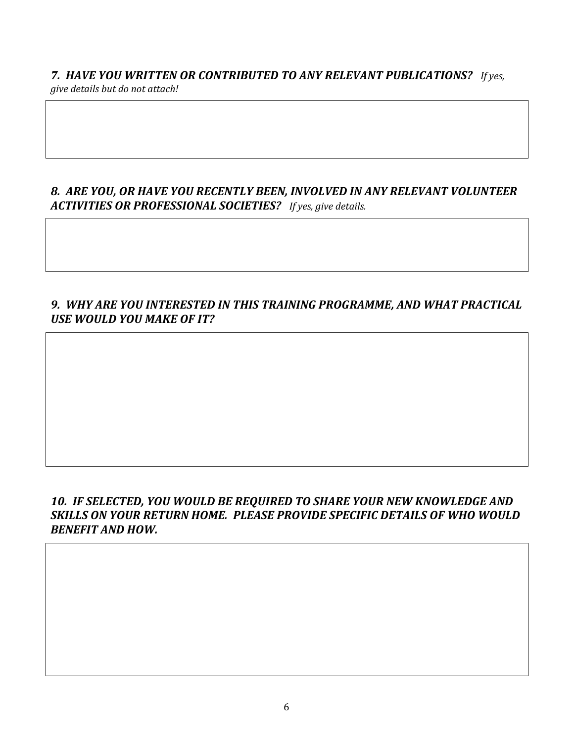***7. HAVE YOU WRITTEN OR CONTRIBUTED TO ANY RELEVANT PUBLICATIONS?*** *If yes, give details but do not attach!*

***8. ARE YOU, OR HAVE YOU RECENTLY BEEN, INVOLVED IN ANY RELEVANT VOLUNTEER ACTIVITIES OR PROFESSIONAL SOCIETIES?*** *If yes, give details.*

***9. WHY ARE YOU INTERESTED IN THIS TRAINING PROGRAMME, AND WHAT PRACTICAL USE WOULD YOU MAKE OF IT?***

***10. IF SELECTED, YOU WOULD BE REQUIRED TO SHARE YOUR NEW KNOWLEDGE AND SKILLS ON YOUR RETURN HOME. PLEASE PROVIDE SPECIFIC DETAILS OF WHO WOULD BENEFIT AND HOW.***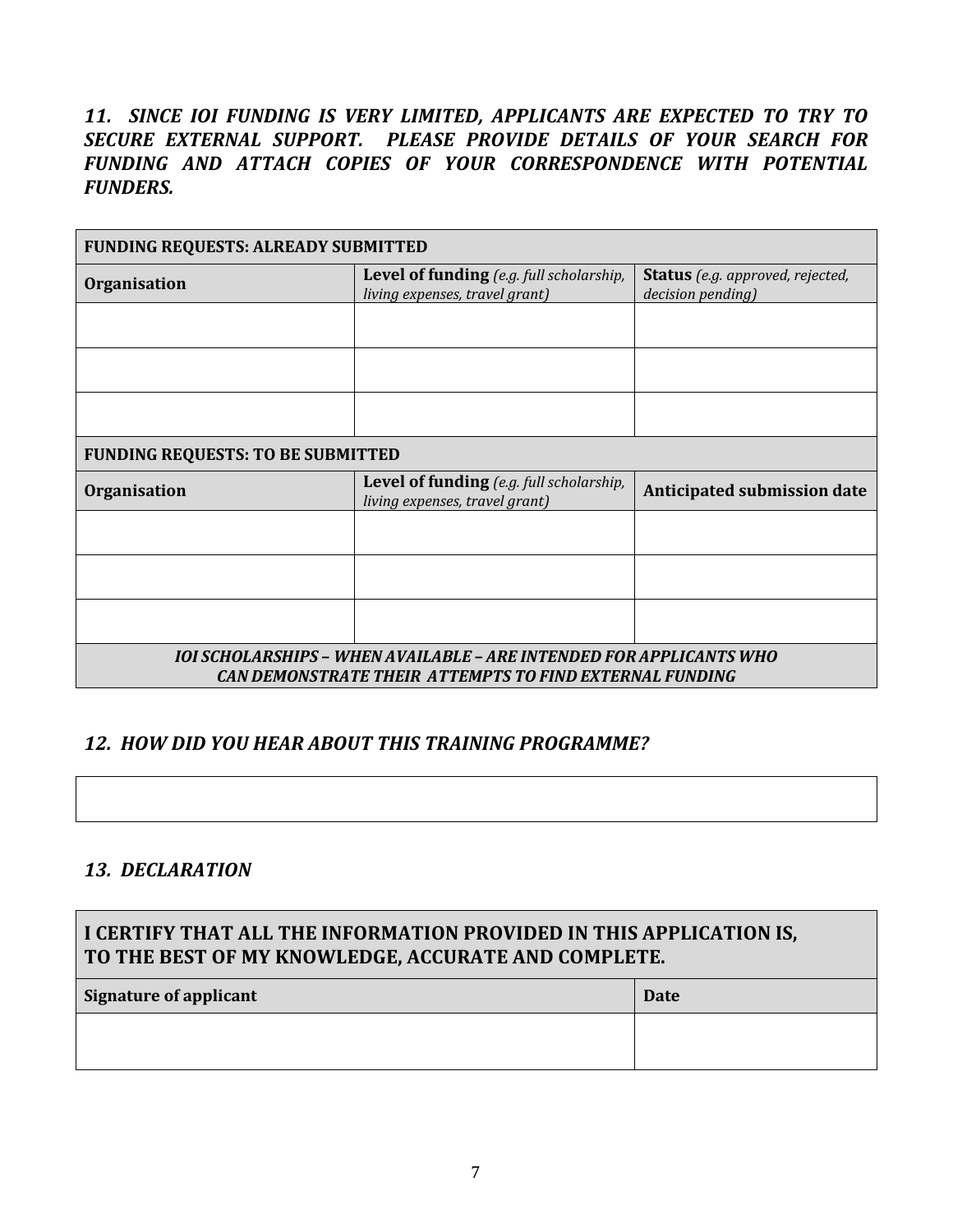### *11. SINCE IOI FUNDING IS VERY LIMITED, APPLICANTS ARE EXPECTED TO TRY TO SECURE EXTERNAL SUPPORT. PLEASE PROVIDE DETAILS OF YOUR SEARCH FOR FUNDING AND ATTACH COPIES OF YOUR CORRESPONDENCE WITH POTENTIAL FUNDERS.*

| **FUNDING REQUESTS: ALREADY SUBMITTED** | | |
|---|---|---|
| **Organisation** | **Level of funding** *(e.g. full scholarship, living expenses, travel grant)* | **Status** *(e.g. approved, rejected, decision pending)* |
| | | |
| | | |
| | | |
| **FUNDING REQUESTS: TO BE SUBMITTED** | | |
| **Organisation** | **Level of funding** *(e.g. full scholarship, living expenses, travel grant)* | **Anticipated submission date** |
| | | |
| | | |
| | | |
| ***IOI SCHOLARSHIPS – WHEN AVAILABLE – ARE INTENDED FOR APPLICANTS WHO CAN DEMONSTRATE THEIR ATTEMPTS TO FIND EXTERNAL FUNDING*** | | |

### *12. HOW DID YOU HEAR ABOUT THIS TRAINING PROGRAMME?*

| |
|---|
| |

### *13. DECLARATION*

| **I CERTIFY THAT ALL THE INFORMATION PROVIDED IN THIS APPLICATION IS, TO THE BEST OF MY KNOWLEDGE, ACCURATE AND COMPLETE.** | |
|---|---|
| **Signature of applicant** | **Date** |
| | |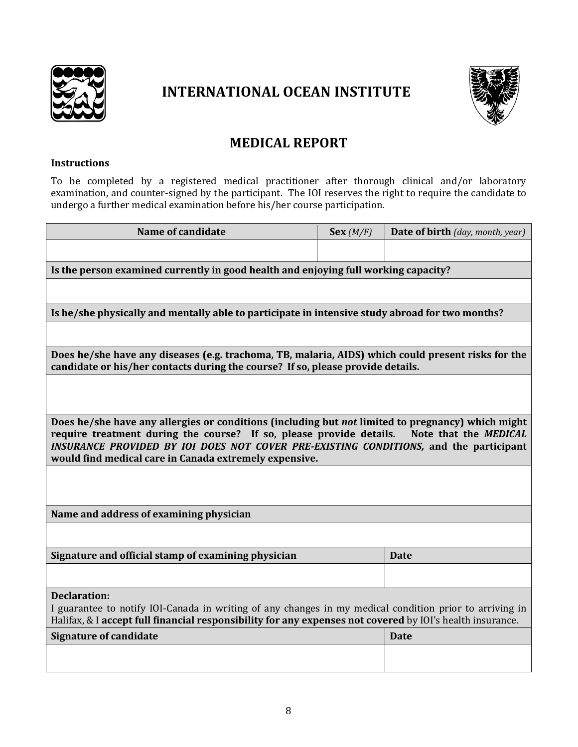# INTERNATIONAL OCEAN INSTITUTE

## MEDICAL REPORT

**Instructions**

To be completed by a registered medical practitioner after thorough clinical and/or laboratory examination, and counter-signed by the participant. The IOI reserves the right to require the candidate to undergo a further medical examination before his/her course participation.

| **Name of candidate** | **Sex** *(M/F)* | **Date of birth** *(day, month, year)* |
|---|---|---|
| | | |

| **Is the person examined currently in good health and enjoying full working capacity?** |
|---|
| |
| **Is he/she physically and mentally able to participate in intensive study abroad for two months?** |
| |
| **Does he/she have any diseases (e.g. trachoma, TB, malaria, AIDS) which could present risks for the candidate or his/her contacts during the course? If so, please provide details.** |
| |
| **Does he/she have any allergies or conditions (including but *not* limited to pregnancy) which might require treatment during the course? If so, please provide details. Note that the *MEDICAL INSURANCE PROVIDED BY IOI DOES NOT COVER PRE-EXISTING CONDITIONS,* and the participant would find medical care in Canada extremely expensive.** |
| |
| **Name and address of examining physician** |
| |

| **Signature and official stamp of examining physician** | **Date** |
|---|---|
| | |

**Declaration:**
I guarantee to notify IOI-Canada in writing of any changes in my medical condition prior to arriving in Halifax, & I **accept full financial responsibility for any expenses not covered** by IOI's health insurance.

| **Signature of candidate** | **Date** |
|---|---|
| | |